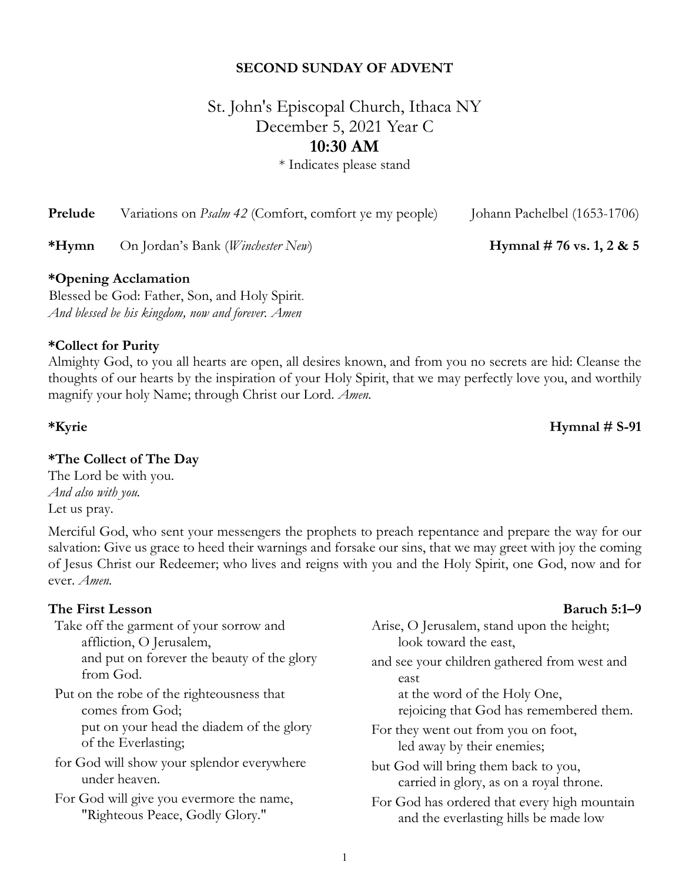**SECOND SUNDAY OF ADVENT**

St. John's Episcopal Church, Ithaca NY
December 5, 2021 Year C
**10:30 AM**
* Indicates please stand

**Prelude** Variations on *Psalm 42* (Comfort, comfort ye my people) Johann Pachelbel (1653-1706)

***Hymn** On Jordan's Bank (*Winchester New*) **Hymnal # 76 vs. 1, 2 & 5**

**\*Opening Acclamation**

Blessed be God: Father, Son, and Holy Spirit.
*And blessed be his kingdom, now and forever. Amen*

**\*Collect for Purity**

Almighty God, to you all hearts are open, all desires known, and from you no secrets are hid: Cleanse the thoughts of our hearts by the inspiration of your Holy Spirit, that we may perfectly love you, and worthily magnify your holy Name; through Christ our Lord. *Amen.*

***Kyrie** **Hymnal # S-91**

**\*The Collect of The Day**

The Lord be with you.
*And also with you.*
Let us pray.

Merciful God, who sent your messengers the prophets to preach repentance and prepare the way for our salvation: Give us grace to heed their warnings and forsake our sins, that we may greet with joy the coming of Jesus Christ our Redeemer; who lives and reigns with you and the Holy Spirit, one God, now and for ever. *Amen.*

**The First Lesson** **Baruch 5:1–9**

Take off the garment of your sorrow and affliction, O Jerusalem,
and put on forever the beauty of the glory from God.

Put on the robe of the righteousness that comes from God;
put on your head the diadem of the glory of the Everlasting;

for God will show your splendor everywhere under heaven.

For God will give you evermore the name, "Righteous Peace, Godly Glory."

Arise, O Jerusalem, stand upon the height;
look toward the east,

and see your children gathered from west and east
at the word of the Holy One,
rejoicing that God has remembered them.

For they went out from you on foot,
led away by their enemies;

but God will bring them back to you,
carried in glory, as on a royal throne.

For God has ordered that every high mountain
and the everlasting hills be made low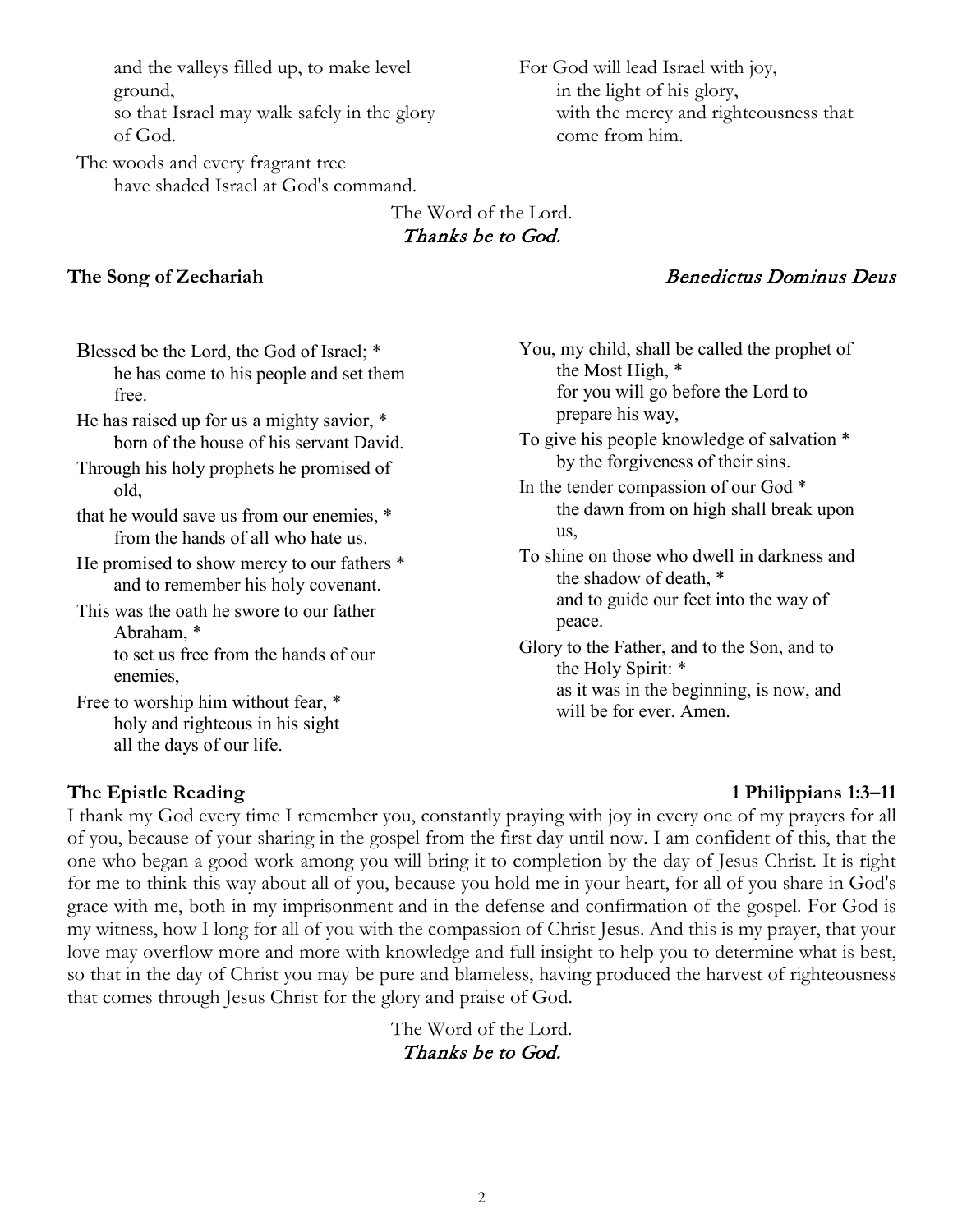and the valleys filled up, to make level ground,
so that Israel may walk safely in the glory of God.

The woods and every fragrant tree
have shaded Israel at God's command.

For God will lead Israel with joy,
in the light of his glory,
with the mercy and righteousness that come from him.

The Word of the Lord.
*Thanks be to God.*

**The Song of Zechariah** *Benedictus Dominus Deus*

Blessed be the Lord, the God of Israel; *
he has come to his people and set them free.

He has raised up for us a mighty savior, *
born of the house of his servant David.

Through his holy prophets he promised of old,

that he would save us from our enemies, *
from the hands of all who hate us.

He promised to show mercy to our fathers *
and to remember his holy covenant.

This was the oath he swore to our father Abraham, *
to set us free from the hands of our enemies,

Free to worship him without fear, *
holy and righteous in his sight
all the days of our life.

You, my child, shall be called the prophet of the Most High, *
for you will go before the Lord to prepare his way,

To give his people knowledge of salvation *
by the forgiveness of their sins.

In the tender compassion of our God *
the dawn from on high shall break upon us,

To shine on those who dwell in darkness and the shadow of death, *
and to guide our feet into the way of peace.

Glory to the Father, and to the Son, and to the Holy Spirit: *
as it was in the beginning, is now, and will be for ever. Amen.

**The Epistle Reading** **1 Philippians 1:3–11**

I thank my God every time I remember you, constantly praying with joy in every one of my prayers for all of you, because of your sharing in the gospel from the first day until now. I am confident of this, that the one who began a good work among you will bring it to completion by the day of Jesus Christ. It is right for me to think this way about all of you, because you hold me in your heart, for all of you share in God's grace with me, both in my imprisonment and in the defense and confirmation of the gospel. For God is my witness, how I long for all of you with the compassion of Christ Jesus. And this is my prayer, that your love may overflow more and more with knowledge and full insight to help you to determine what is best, so that in the day of Christ you may be pure and blameless, having produced the harvest of righteousness that comes through Jesus Christ for the glory and praise of God.

The Word of the Lord.
*Thanks be to God.*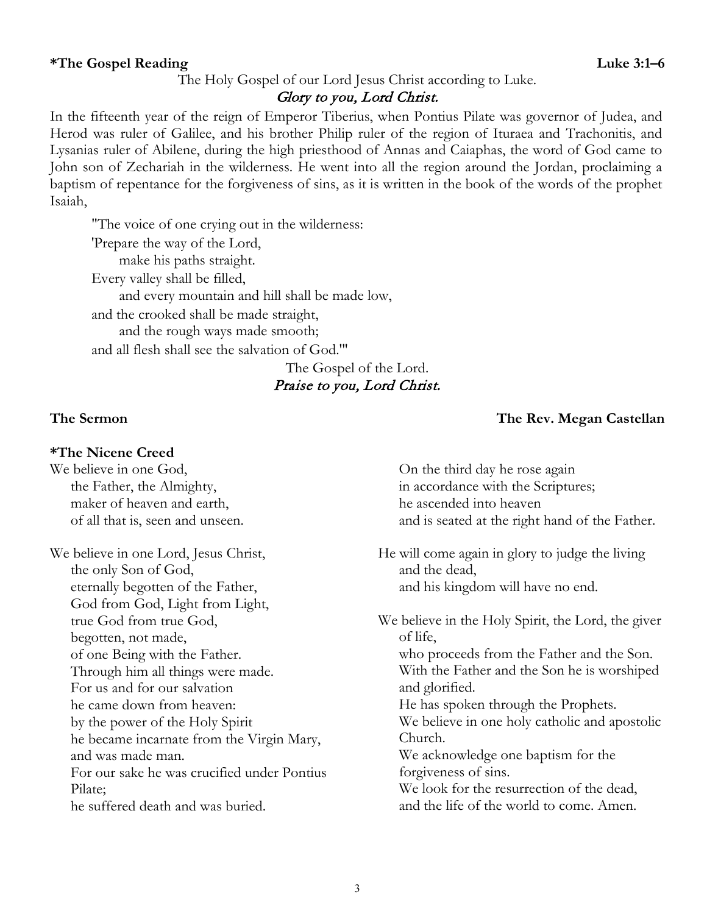**\*The Gospel Reading** **Luke 3:1–6**

The Holy Gospel of our Lord Jesus Christ according to Luke.

*Glory to you, Lord Christ.*

In the fifteenth year of the reign of Emperor Tiberius, when Pontius Pilate was governor of Judea, and Herod was ruler of Galilee, and his brother Philip ruler of the region of Ituraea and Trachonitis, and Lysanias ruler of Abilene, during the high priesthood of Annas and Caiaphas, the word of God came to John son of Zechariah in the wilderness. He went into all the region around the Jordan, proclaiming a baptism of repentance for the forgiveness of sins, as it is written in the book of the words of the prophet Isaiah,

> "The voice of one crying out in the wilderness:
> 'Prepare the way of the Lord,
> make his paths straight.
> Every valley shall be filled,
> and every mountain and hill shall be made low,
> and the crooked shall be made straight,
> and the rough ways made smooth;
> and all flesh shall see the salvation of God.'"

The Gospel of the Lord.

*Praise to you, Lord Christ.*

**The Sermon** **The Rev. Megan Castellan**

**\*The Nicene Creed**

We believe in one God,
the Father, the Almighty,
maker of heaven and earth,
of all that is, seen and unseen.

We believe in one Lord, Jesus Christ,
the only Son of God,
eternally begotten of the Father,
God from God, Light from Light,
true God from true God,
begotten, not made,
of one Being with the Father.
Through him all things were made.
For us and for our salvation
he came down from heaven:
by the power of the Holy Spirit
he became incarnate from the Virgin Mary,
and was made man.
For our sake he was crucified under Pontius Pilate;
he suffered death and was buried.
On the third day he rose again
in accordance with the Scriptures;
he ascended into heaven
and is seated at the right hand of the Father.

He will come again in glory to judge the living and the dead,
and his kingdom will have no end.

We believe in the Holy Spirit, the Lord, the giver of life,
who proceeds from the Father and the Son.
With the Father and the Son he is worshiped and glorified.
He has spoken through the Prophets.
We believe in one holy catholic and apostolic Church.
We acknowledge one baptism for the forgiveness of sins.
We look for the resurrection of the dead,
and the life of the world to come. Amen.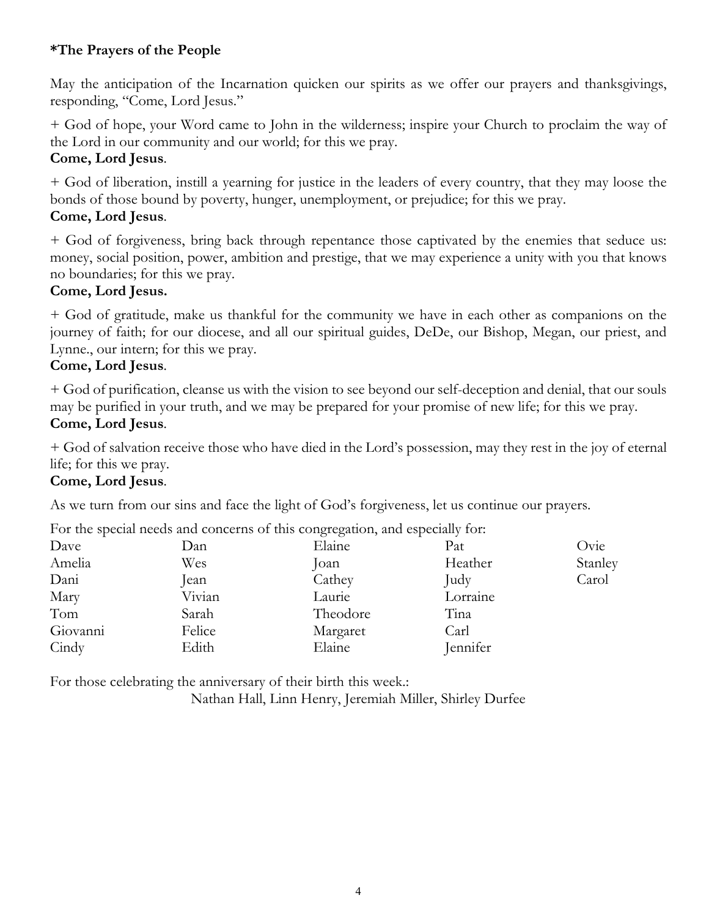**\*The Prayers of the People**

May the anticipation of the Incarnation quicken our spirits as we offer our prayers and thanksgivings, responding, "Come, Lord Jesus."

+ God of hope, your Word came to John in the wilderness; inspire your Church to proclaim the way of the Lord in our community and our world; for this we pray.
**Come, Lord Jesus**.

+ God of liberation, instill a yearning for justice in the leaders of every country, that they may loose the bonds of those bound by poverty, hunger, unemployment, or prejudice; for this we pray.
**Come, Lord Jesus**.

+ God of forgiveness, bring back through repentance those captivated by the enemies that seduce us: money, social position, power, ambition and prestige, that we may experience a unity with you that knows no boundaries; for this we pray.
**Come, Lord Jesus.**

+ God of gratitude, make us thankful for the community we have in each other as companions on the journey of faith; for our diocese, and all our spiritual guides, DeDe, our Bishop, Megan, our priest, and Lynne., our intern; for this we pray.
**Come, Lord Jesus**.

+ God of purification, cleanse us with the vision to see beyond our self-deception and denial, that our souls may be purified in your truth, and we may be prepared for your promise of new life; for this we pray.
**Come, Lord Jesus**.

+ God of salvation receive those who have died in the Lord's possession, may they rest in the joy of eternal life; for this we pray.
**Come, Lord Jesus**.

As we turn from our sins and face the light of God's forgiveness, let us continue our prayers.

For the special needs and concerns of this congregation, and especially for:

| | | | | |
|---|---|---|---|---|
| Dave | Dan | Elaine | Pat | Ovie |
| Amelia | Wes | Joan | Heather | Stanley |
| Dani | Jean | Cathey | Judy | Carol |
| Mary | Vivian | Laurie | Lorraine | |
| Tom | Sarah | Theodore | Tina | |
| Giovanni | Felice | Margaret | Carl | |
| Cindy | Edith | Elaine | Jennifer | |

For those celebrating the anniversary of their birth this week.:

Nathan Hall, Linn Henry, Jeremiah Miller, Shirley Durfee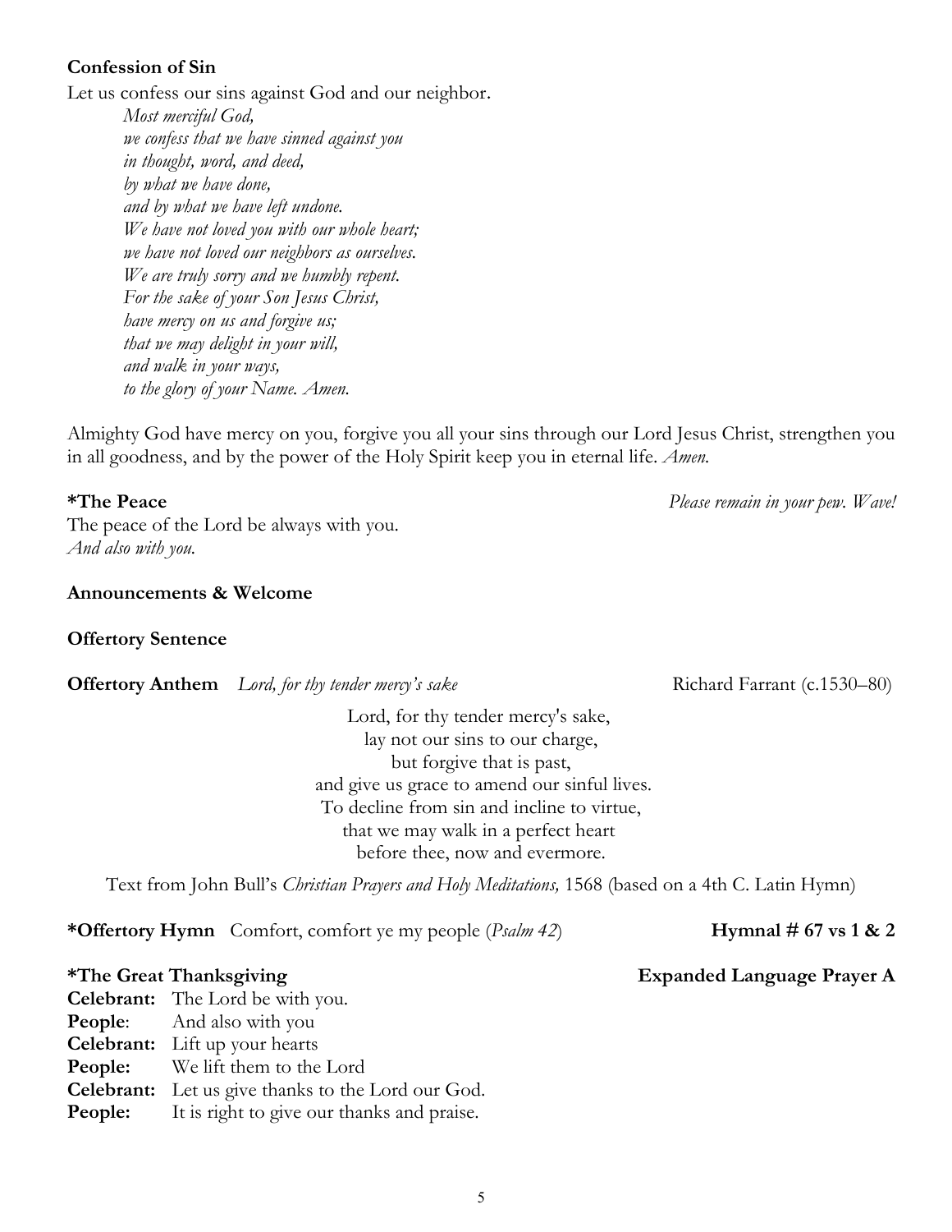**Confession of Sin**

Let us confess our sins against God and our neighbor.

*Most merciful God,*
*we confess that we have sinned against you*
*in thought, word, and deed,*
*by what we have done,*
*and by what we have left undone.*
*We have not loved you with our whole heart;*
*we have not loved our neighbors as ourselves.*
*We are truly sorry and we humbly repent.*
*For the sake of your Son Jesus Christ,*
*have mercy on us and forgive us;*
*that we may delight in your will,*
*and walk in your ways,*
*to the glory of your Name. Amen.*

Almighty God have mercy on you, forgive you all your sins through our Lord Jesus Christ, strengthen you in all goodness, and by the power of the Holy Spirit keep you in eternal life. *Amen.*

**\*The Peace** *Please remain in your pew. Wave!*

The peace of the Lord be always with you.
*And also with you.*

**Announcements & Welcome**

**Offertory Sentence**

**Offertory Anthem** *Lord, for thy tender mercy's sake* Richard Farrant (c.1530–80)

Lord, for thy tender mercy's sake,
lay not our sins to our charge,
but forgive that is past,
and give us grace to amend our sinful lives.
To decline from sin and incline to virtue,
that we may walk in a perfect heart
before thee, now and evermore.

Text from John Bull's *Christian Prayers and Holy Meditations,* 1568 (based on a 4th C. Latin Hymn)

**\*Offertory Hymn** Comfort, comfort ye my people (*Psalm 42*) **Hymnal # 67 vs 1 & 2**

**\*The Great Thanksgiving** **Expanded Language Prayer A**

**Celebrant:** The Lord be with you.
**People**: And also with you
**Celebrant:** Lift up your hearts
**People:** We lift them to the Lord
**Celebrant:** Let us give thanks to the Lord our God.
**People:** It is right to give our thanks and praise.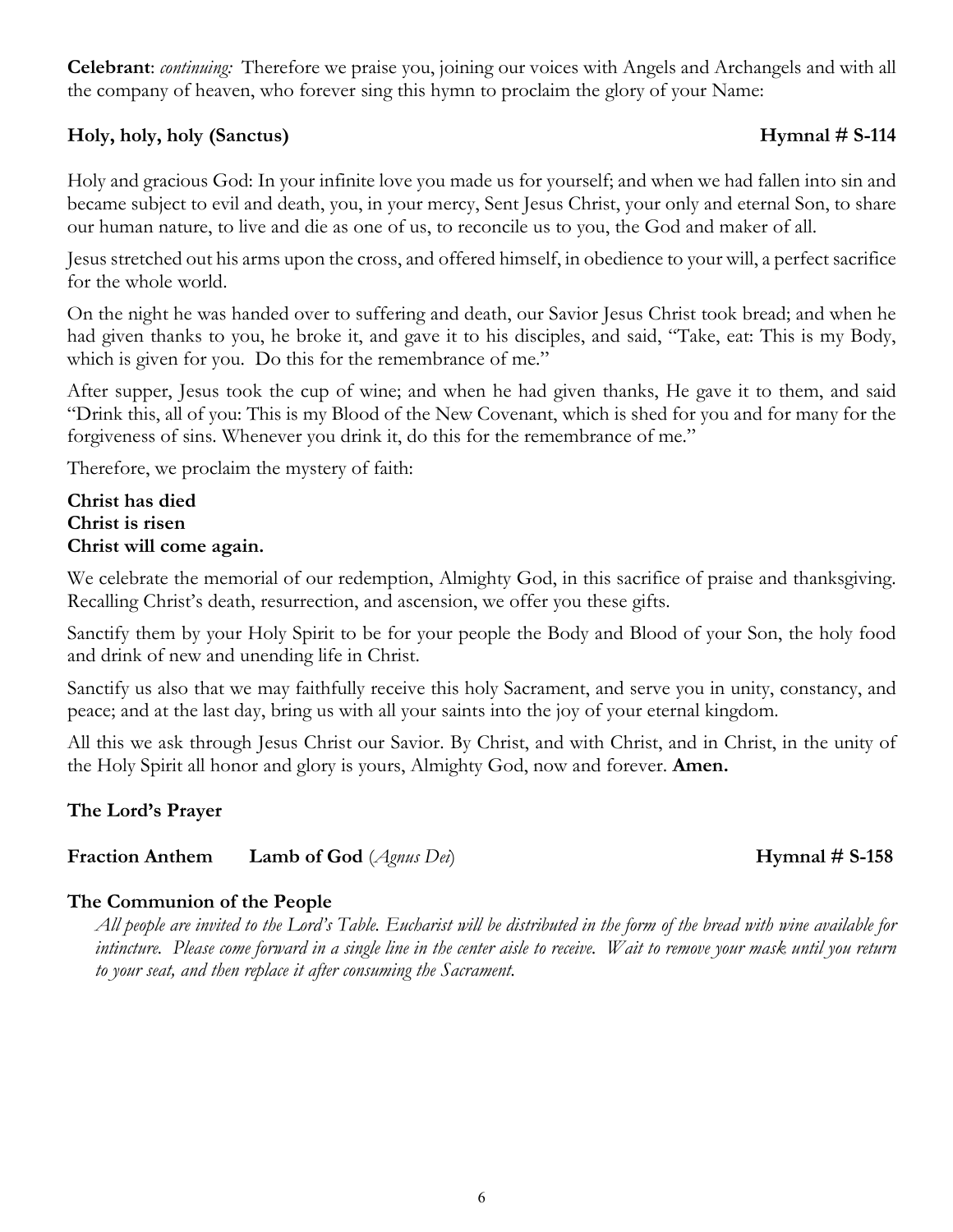**Celebrant**: *continuing:* Therefore we praise you, joining our voices with Angels and Archangels and with all the company of heaven, who forever sing this hymn to proclaim the glory of your Name:

**Holy, holy, holy (Sanctus)** **Hymnal # S-114**

Holy and gracious God: In your infinite love you made us for yourself; and when we had fallen into sin and became subject to evil and death, you, in your mercy, Sent Jesus Christ, your only and eternal Son, to share our human nature, to live and die as one of us, to reconcile us to you, the God and maker of all.

Jesus stretched out his arms upon the cross, and offered himself, in obedience to your will, a perfect sacrifice for the whole world.

On the night he was handed over to suffering and death, our Savior Jesus Christ took bread; and when he had given thanks to you, he broke it, and gave it to his disciples, and said, "Take, eat: This is my Body, which is given for you. Do this for the remembrance of me."

After supper, Jesus took the cup of wine; and when he had given thanks, He gave it to them, and said "Drink this, all of you: This is my Blood of the New Covenant, which is shed for you and for many for the forgiveness of sins. Whenever you drink it, do this for the remembrance of me."

Therefore, we proclaim the mystery of faith:

**Christ has died**
**Christ is risen**
**Christ will come again.**

We celebrate the memorial of our redemption, Almighty God, in this sacrifice of praise and thanksgiving. Recalling Christ's death, resurrection, and ascension, we offer you these gifts.

Sanctify them by your Holy Spirit to be for your people the Body and Blood of your Son, the holy food and drink of new and unending life in Christ.

Sanctify us also that we may faithfully receive this holy Sacrament, and serve you in unity, constancy, and peace; and at the last day, bring us with all your saints into the joy of your eternal kingdom.

All this we ask through Jesus Christ our Savior. By Christ, and with Christ, and in Christ, in the unity of the Holy Spirit all honor and glory is yours, Almighty God, now and forever. **Amen.**

**The Lord's Prayer**

**Fraction Anthem** **Lamb of God** (*Agnus Dei*) **Hymnal # S-158**

**The Communion of the People**

*All people are invited to the Lord's Table. Eucharist will be distributed in the form of the bread with wine available for intincture. Please come forward in a single line in the center aisle to receive. Wait to remove your mask until you return to your seat, and then replace it after consuming the Sacrament.*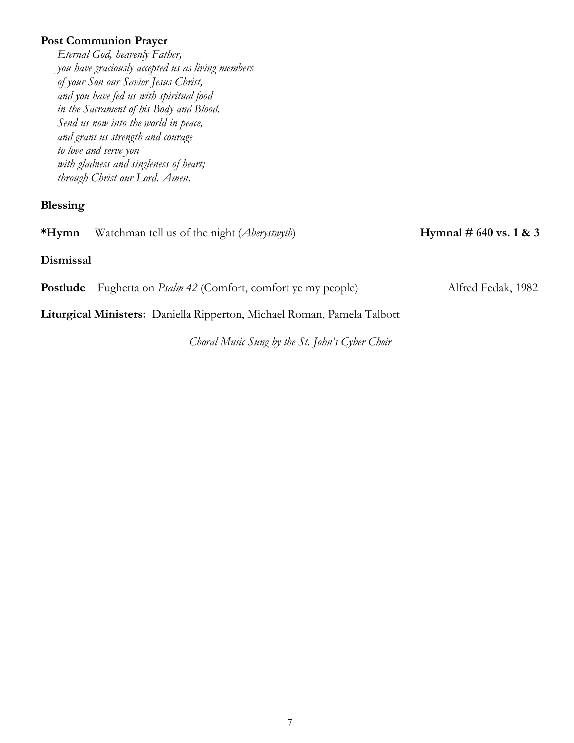**Post Communion Prayer**

*Eternal God, heavenly Father,*
*you have graciously accepted us as living members*
*of your Son our Savior Jesus Christ,*
*and you have fed us with spiritual food*
*in the Sacrament of his Body and Blood.*
*Send us now into the world in peace,*
*and grant us strength and courage*
*to love and serve you*
*with gladness and singleness of heart;*
*through Christ our Lord. Amen.*

**Blessing**

**\*Hymn** Watchman tell us of the night (*Aberystwyth*) **Hymnal # 640 vs. 1 & 3**

**Dismissal**

**Postlude** Fughetta on *Psalm 42* (Comfort, comfort ye my people) Alfred Fedak, 1982

**Liturgical Ministers:** Daniella Ripperton, Michael Roman, Pamela Talbott

*Choral Music Sung by the St. John's Cyber Choir*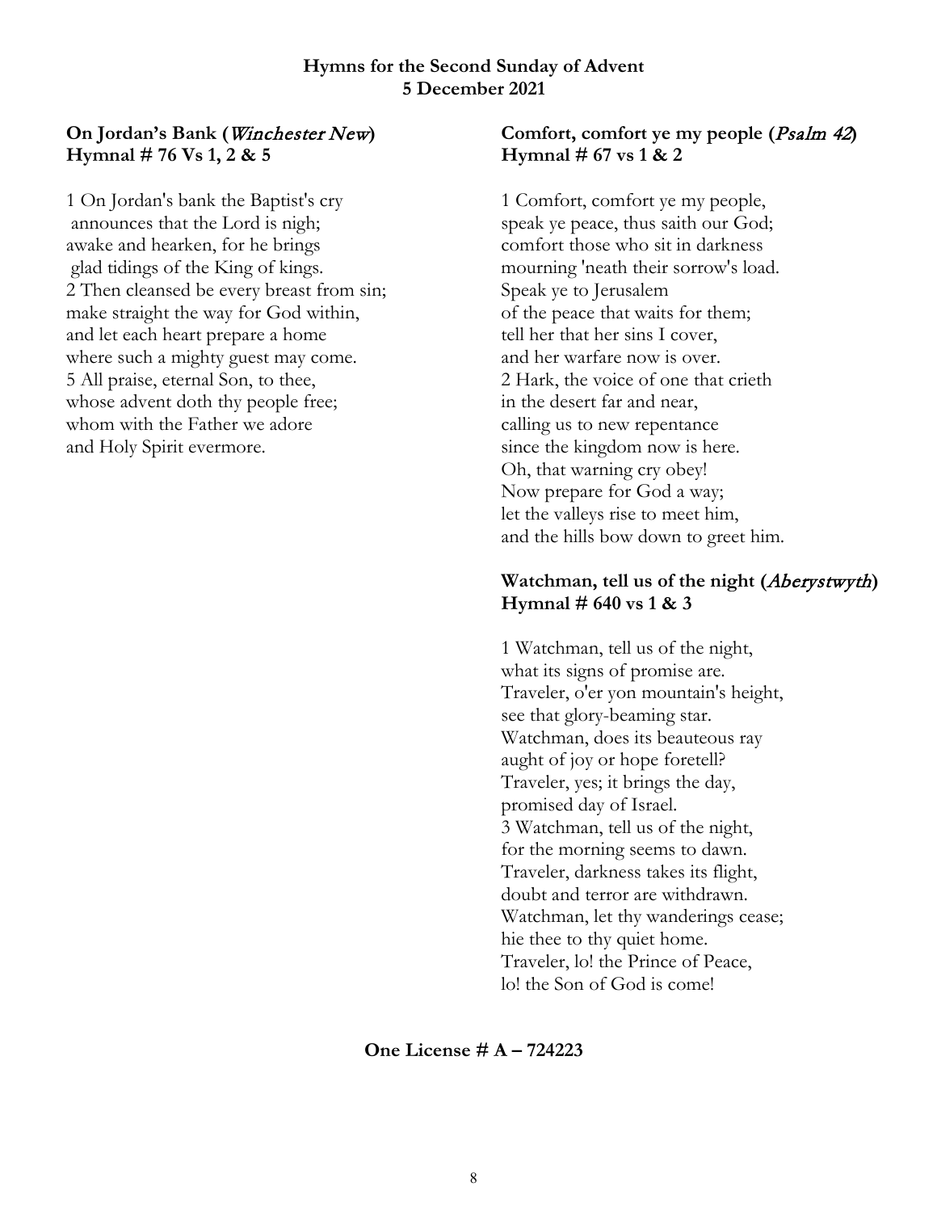**Hymns for the Second Sunday of Advent**
**5 December 2021**

**On Jordan's Bank (*Winchester New*)**
**Hymnal # 76 Vs 1, 2 & 5**

1 On Jordan's bank the Baptist's cry
announces that the Lord is nigh;
awake and hearken, for he brings
glad tidings of the King of kings.
2 Then cleansed be every breast from sin;
make straight the way for God within,
and let each heart prepare a home
where such a mighty guest may come.
5 All praise, eternal Son, to thee,
whose advent doth thy people free;
whom with the Father we adore
and Holy Spirit evermore.

**Comfort, comfort ye my people (*Psalm 42*)**
**Hymnal # 67 vs 1 & 2**

1 Comfort, comfort ye my people,
speak ye peace, thus saith our God;
comfort those who sit in darkness
mourning 'neath their sorrow's load.
Speak ye to Jerusalem
of the peace that waits for them;
tell her that her sins I cover,
and her warfare now is over.
2 Hark, the voice of one that crieth
in the desert far and near,
calling us to new repentance
since the kingdom now is here.
Oh, that warning cry obey!
Now prepare for God a way;
let the valleys rise to meet him,
and the hills bow down to greet him.

**Watchman, tell us of the night (*Aberystwyth*)**
**Hymnal # 640 vs 1 & 3**

1 Watchman, tell us of the night,
what its signs of promise are.
Traveler, o'er yon mountain's height,
see that glory-beaming star.
Watchman, does its beauteous ray
aught of joy or hope foretell?
Traveler, yes; it brings the day,
promised day of Israel.
3 Watchman, tell us of the night,
for the morning seems to dawn.
Traveler, darkness takes its flight,
doubt and terror are withdrawn.
Watchman, let thy wanderings cease;
hie thee to thy quiet home.
Traveler, lo! the Prince of Peace,
lo! the Son of God is come!

**One License # A – 724223**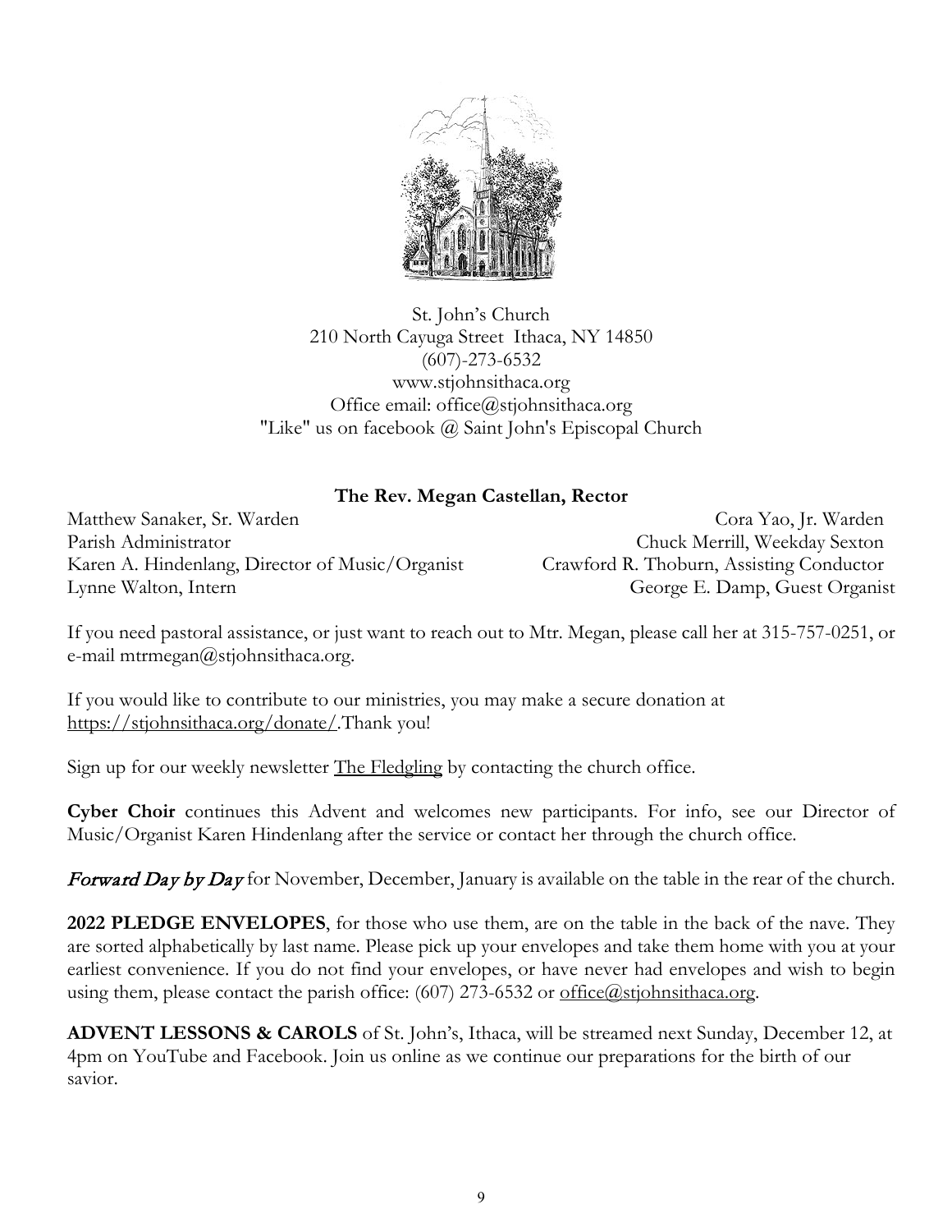St. John's Church
210 North Cayuga Street Ithaca, NY 14850
(607)-273-6532
www.stjohnsithaca.org
Office email: office@stjohnsithaca.org
"Like" us on facebook @ Saint John's Episcopal Church

**The Rev. Megan Castellan, Rector**

Matthew Sanaker, Sr. Warden
Cora Yao, Jr. Warden
Parish Administrator
Chuck Merrill, Weekday Sexton
Karen A. Hindenlang, Director of Music/Organist
Crawford R. Thoburn, Assisting Conductor
Lynne Walton, Intern
George E. Damp, Guest Organist

If you need pastoral assistance, or just want to reach out to Mtr. Megan, please call her at 315-757-0251, or e-mail mtrmegan@stjohnsithaca.org.

If you would like to contribute to our ministries, you may make a secure donation at https://stjohnsithaca.org/donate/.Thank you!

Sign up for our weekly newsletter The Fledgling by contacting the church office.

**Cyber Choir** continues this Advent and welcomes new participants. For info, see our Director of Music/Organist Karen Hindenlang after the service or contact her through the church office.

*Forward Day by Day* for November, December, January is available on the table in the rear of the church.

**2022 PLEDGE ENVELOPES**, for those who use them, are on the table in the back of the nave. They are sorted alphabetically by last name. Please pick up your envelopes and take them home with you at your earliest convenience. If you do not find your envelopes, or have never had envelopes and wish to begin using them, please contact the parish office: (607) 273-6532 or office@stjohnsithaca.org.

**ADVENT LESSONS & CAROLS** of St. John's, Ithaca, will be streamed next Sunday, December 12, at 4pm on YouTube and Facebook. Join us online as we continue our preparations for the birth of our savior.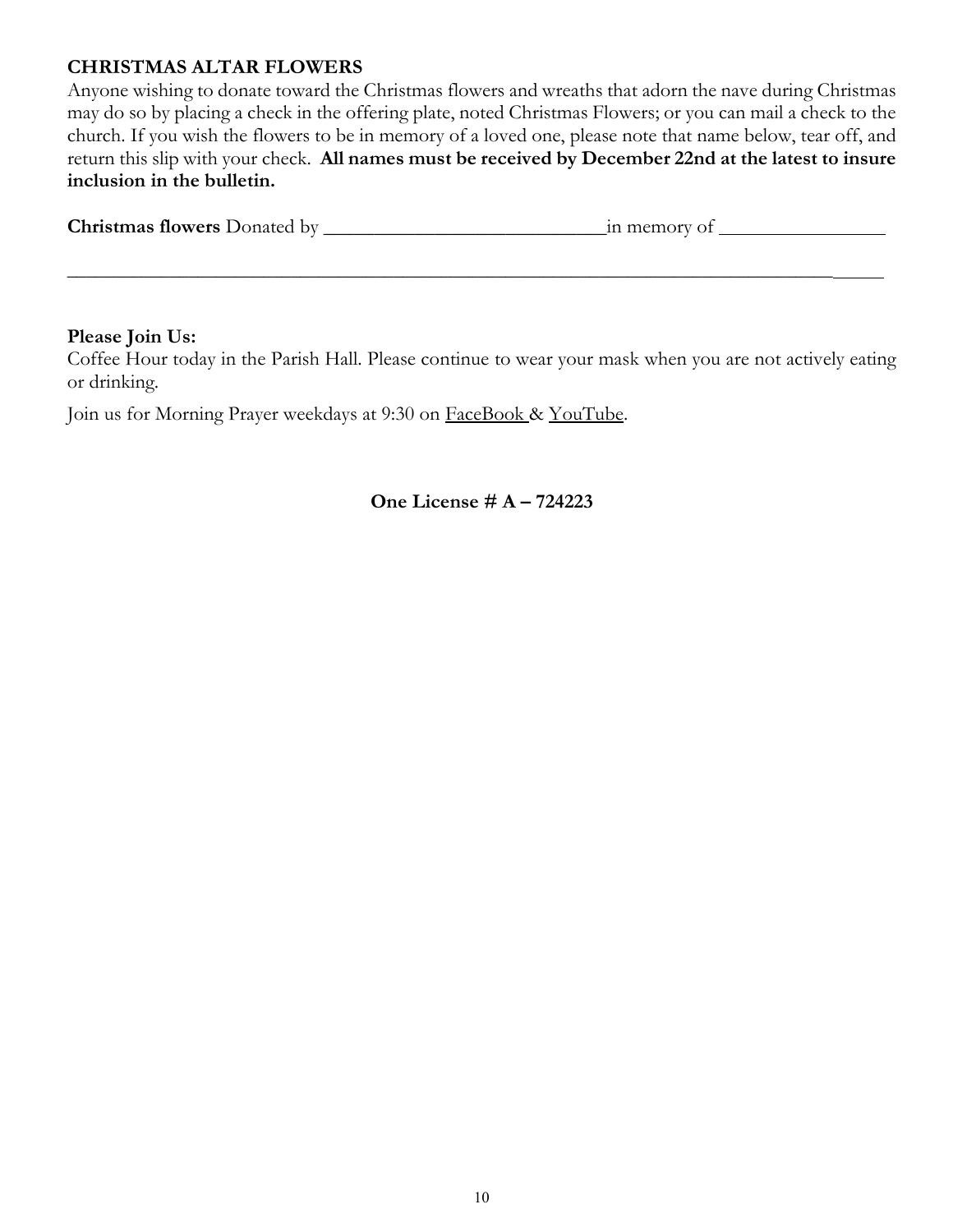**CHRISTMAS ALTAR FLOWERS**

Anyone wishing to donate toward the Christmas flowers and wreaths that adorn the nave during Christmas may do so by placing a check in the offering plate, noted Christmas Flowers; or you can mail a check to the church. If you wish the flowers to be in memory of a loved one, please note that name below, tear off, and return this slip with your check. **All names must be received by December 22nd at the latest to insure inclusion in the bulletin.**

**Christmas flowers** Donated by ______________________________in memory of _________________

_____________________________________________________________________________________

**Please Join Us:**

Coffee Hour today in the Parish Hall. Please continue to wear your mask when you are not actively eating or drinking.

Join us for Morning Prayer weekdays at 9:30 on FaceBook & YouTube.

**One License # A – 724223**